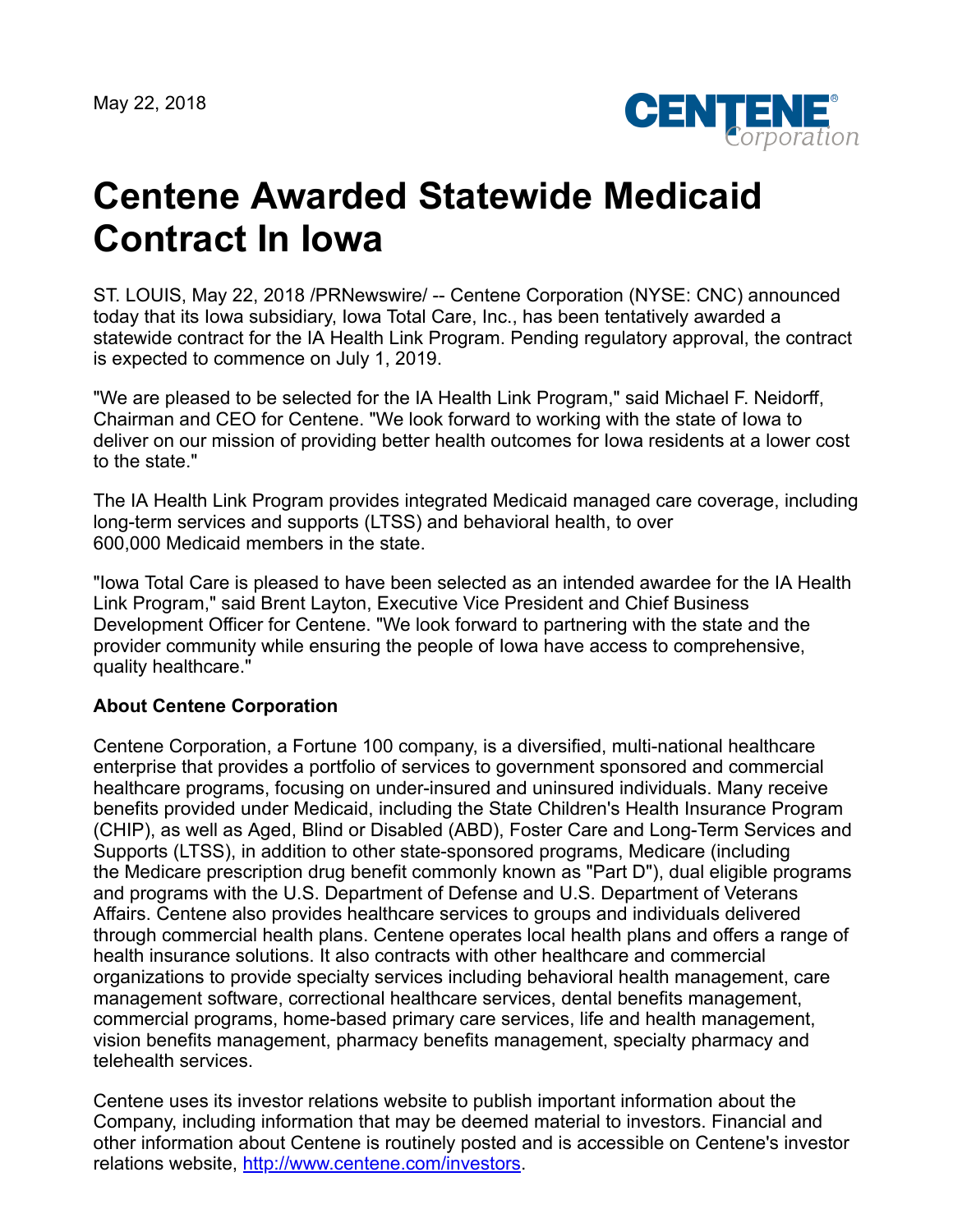May 22, 2018

# Centene Awarded Statewide Medicaid Contract In Iowa

ST. LOUIS, May 22, 2018 /PRNewswire/ -- Centene Corporation (NYSE: CNC) announced today that its Iowa subsidiary, Iowa Total Care, Inc., has been tentatively awarded a statewide contract for the IA Health Link Program. Pending regulatory approval, the contract is expected to commence on July 1, 2019.

"We are pleased to be selected for the IA Health Link Program," said Michael F. Neidorff, Chairman and CEO for Centene. "We look forward to working with the state of Iowa to deliver on our mission of providing better health outcomes for Iowa residents at a lower cost to the state."

The IA Health Link Program provides integrated Medicaid managed care coverage, including long-term services and supports (LTSS) and behavioral health, to over 600,000 Medicaid members in the state.

"Iowa Total Care is pleased to have been selected as an intended awardee for the IA Health Link Program," said Brent Layton, Executive Vice President and Chief Business Development Officer for Centene. "We look forward to partnering with the state and the provider community while ensuring the people of Iowa have access to comprehensive, quality healthcare."

**About Centene Corporation**

Centene Corporation, a Fortune 100 company, is a diversified, multi-national healthcare enterprise that provides a portfolio of services to government sponsored and commercial healthcare programs, focusing on under-insured and uninsured individuals. Many receive benefits provided under Medicaid, including the State Children's Health Insurance Program (CHIP), as well as Aged, Blind or Disabled (ABD), Foster Care and Long-Term Services and Supports (LTSS), in addition to other state-sponsored programs, Medicare (including the Medicare prescription drug benefit commonly known as "Part D"), dual eligible programs and programs with the U.S. Department of Defense and U.S. Department of Veterans Affairs. Centene also provides healthcare services to groups and individuals delivered through commercial health plans. Centene operates local health plans and offers a range of health insurance solutions. It also contracts with other healthcare and commercial organizations to provide specialty services including behavioral health management, care management software, correctional healthcare services, dental benefits management, commercial programs, home-based primary care services, life and health management, vision benefits management, pharmacy benefits management, specialty pharmacy and telehealth services.

Centene uses its investor relations website to publish important information about the Company, including information that may be deemed material to investors. Financial and other information about Centene is routinely posted and is accessible on Centene's investor relations website, http://www.centene.com/investors.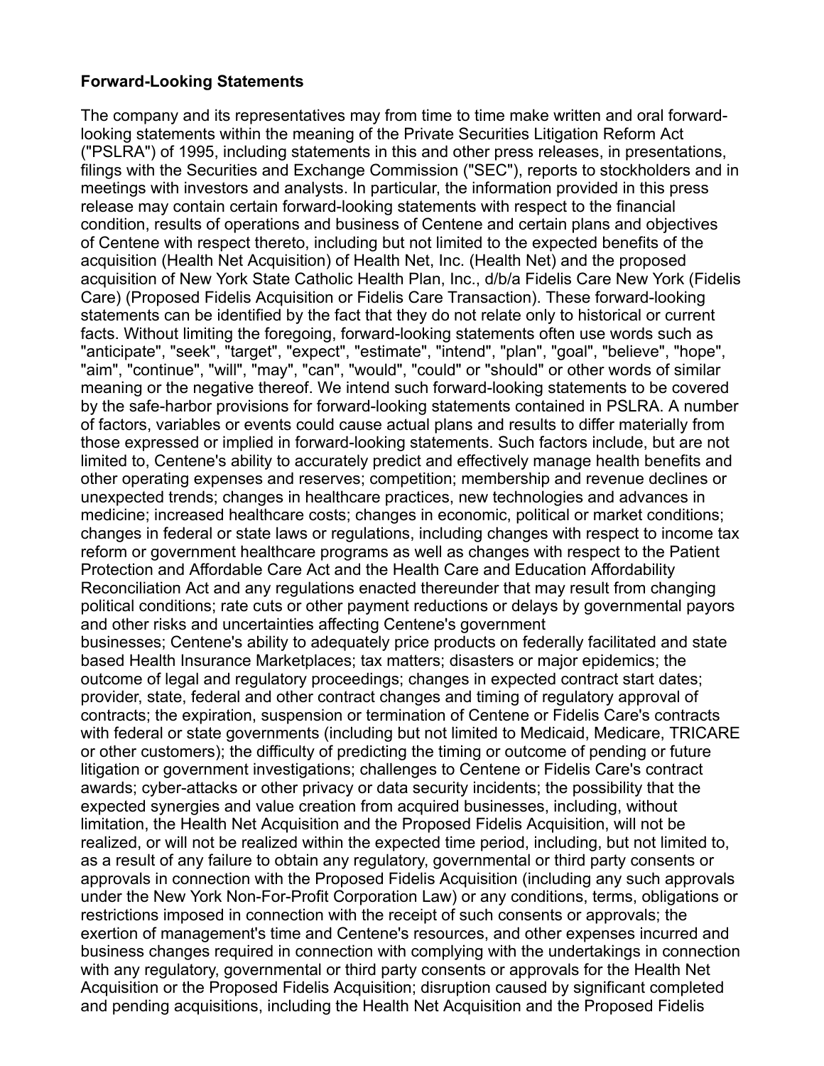**Forward-Looking Statements**

The company and its representatives may from time to time make written and oral forward-looking statements within the meaning of the Private Securities Litigation Reform Act ("PSLRA") of 1995, including statements in this and other press releases, in presentations, filings with the Securities and Exchange Commission ("SEC"), reports to stockholders and in meetings with investors and analysts. In particular, the information provided in this press release may contain certain forward-looking statements with respect to the financial condition, results of operations and business of Centene and certain plans and objectives of Centene with respect thereto, including but not limited to the expected benefits of the acquisition (Health Net Acquisition) of Health Net, Inc. (Health Net) and the proposed acquisition of New York State Catholic Health Plan, Inc., d/b/a Fidelis Care New York (Fidelis Care) (Proposed Fidelis Acquisition or Fidelis Care Transaction). These forward-looking statements can be identified by the fact that they do not relate only to historical or current facts. Without limiting the foregoing, forward-looking statements often use words such as "anticipate", "seek", "target", "expect", "estimate", "intend", "plan", "goal", "believe", "hope", "aim", "continue", "will", "may", "can", "would", "could" or "should" or other words of similar meaning or the negative thereof. We intend such forward-looking statements to be covered by the safe-harbor provisions for forward-looking statements contained in PSLRA. A number of factors, variables or events could cause actual plans and results to differ materially from those expressed or implied in forward-looking statements. Such factors include, but are not limited to, Centene's ability to accurately predict and effectively manage health benefits and other operating expenses and reserves; competition; membership and revenue declines or unexpected trends; changes in healthcare practices, new technologies and advances in medicine; increased healthcare costs; changes in economic, political or market conditions; changes in federal or state laws or regulations, including changes with respect to income tax reform or government healthcare programs as well as changes with respect to the Patient Protection and Affordable Care Act and the Health Care and Education Affordability Reconciliation Act and any regulations enacted thereunder that may result from changing political conditions; rate cuts or other payment reductions or delays by governmental payors and other risks and uncertainties affecting Centene's government businesses; Centene's ability to adequately price products on federally facilitated and state based Health Insurance Marketplaces; tax matters; disasters or major epidemics; the outcome of legal and regulatory proceedings; changes in expected contract start dates; provider, state, federal and other contract changes and timing of regulatory approval of contracts; the expiration, suspension or termination of Centene or Fidelis Care's contracts with federal or state governments (including but not limited to Medicaid, Medicare, TRICARE or other customers); the difficulty of predicting the timing or outcome of pending or future litigation or government investigations; challenges to Centene or Fidelis Care's contract awards; cyber-attacks or other privacy or data security incidents; the possibility that the expected synergies and value creation from acquired businesses, including, without limitation, the Health Net Acquisition and the Proposed Fidelis Acquisition, will not be realized, or will not be realized within the expected time period, including, but not limited to, as a result of any failure to obtain any regulatory, governmental or third party consents or approvals in connection with the Proposed Fidelis Acquisition (including any such approvals under the New York Non-For-Profit Corporation Law) or any conditions, terms, obligations or restrictions imposed in connection with the receipt of such consents or approvals; the exertion of management's time and Centene's resources, and other expenses incurred and business changes required in connection with complying with the undertakings in connection with any regulatory, governmental or third party consents or approvals for the Health Net Acquisition or the Proposed Fidelis Acquisition; disruption caused by significant completed and pending acquisitions, including the Health Net Acquisition and the Proposed Fidelis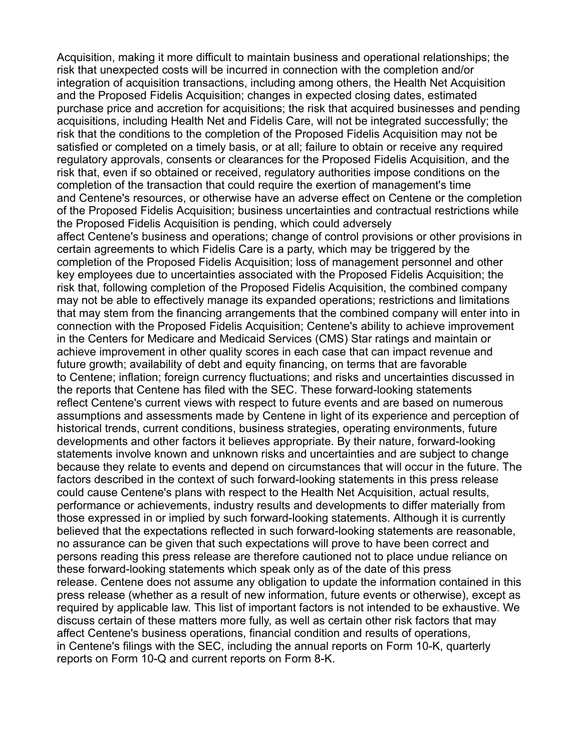Acquisition, making it more difficult to maintain business and operational relationships; the risk that unexpected costs will be incurred in connection with the completion and/or integration of acquisition transactions, including among others, the Health Net Acquisition and the Proposed Fidelis Acquisition; changes in expected closing dates, estimated purchase price and accretion for acquisitions; the risk that acquired businesses and pending acquisitions, including Health Net and Fidelis Care, will not be integrated successfully; the risk that the conditions to the completion of the Proposed Fidelis Acquisition may not be satisfied or completed on a timely basis, or at all; failure to obtain or receive any required regulatory approvals, consents or clearances for the Proposed Fidelis Acquisition, and the risk that, even if so obtained or received, regulatory authorities impose conditions on the completion of the transaction that could require the exertion of management's time and Centene's resources, or otherwise have an adverse effect on Centene or the completion of the Proposed Fidelis Acquisition; business uncertainties and contractual restrictions while the Proposed Fidelis Acquisition is pending, which could adversely affect Centene's business and operations; change of control provisions or other provisions in certain agreements to which Fidelis Care is a party, which may be triggered by the completion of the Proposed Fidelis Acquisition; loss of management personnel and other key employees due to uncertainties associated with the Proposed Fidelis Acquisition; the risk that, following completion of the Proposed Fidelis Acquisition, the combined company may not be able to effectively manage its expanded operations; restrictions and limitations that may stem from the financing arrangements that the combined company will enter into in connection with the Proposed Fidelis Acquisition; Centene's ability to achieve improvement in the Centers for Medicare and Medicaid Services (CMS) Star ratings and maintain or achieve improvement in other quality scores in each case that can impact revenue and future growth; availability of debt and equity financing, on terms that are favorable to Centene; inflation; foreign currency fluctuations; and risks and uncertainties discussed in the reports that Centene has filed with the SEC. These forward-looking statements reflect Centene's current views with respect to future events and are based on numerous assumptions and assessments made by Centene in light of its experience and perception of historical trends, current conditions, business strategies, operating environments, future developments and other factors it believes appropriate. By their nature, forward-looking statements involve known and unknown risks and uncertainties and are subject to change because they relate to events and depend on circumstances that will occur in the future. The factors described in the context of such forward-looking statements in this press release could cause Centene's plans with respect to the Health Net Acquisition, actual results, performance or achievements, industry results and developments to differ materially from those expressed in or implied by such forward-looking statements. Although it is currently believed that the expectations reflected in such forward-looking statements are reasonable, no assurance can be given that such expectations will prove to have been correct and persons reading this press release are therefore cautioned not to place undue reliance on these forward-looking statements which speak only as of the date of this press release. Centene does not assume any obligation to update the information contained in this press release (whether as a result of new information, future events or otherwise), except as required by applicable law. This list of important factors is not intended to be exhaustive. We discuss certain of these matters more fully, as well as certain other risk factors that may affect Centene's business operations, financial condition and results of operations, in Centene's filings with the SEC, including the annual reports on Form 10-K, quarterly reports on Form 10-Q and current reports on Form 8-K.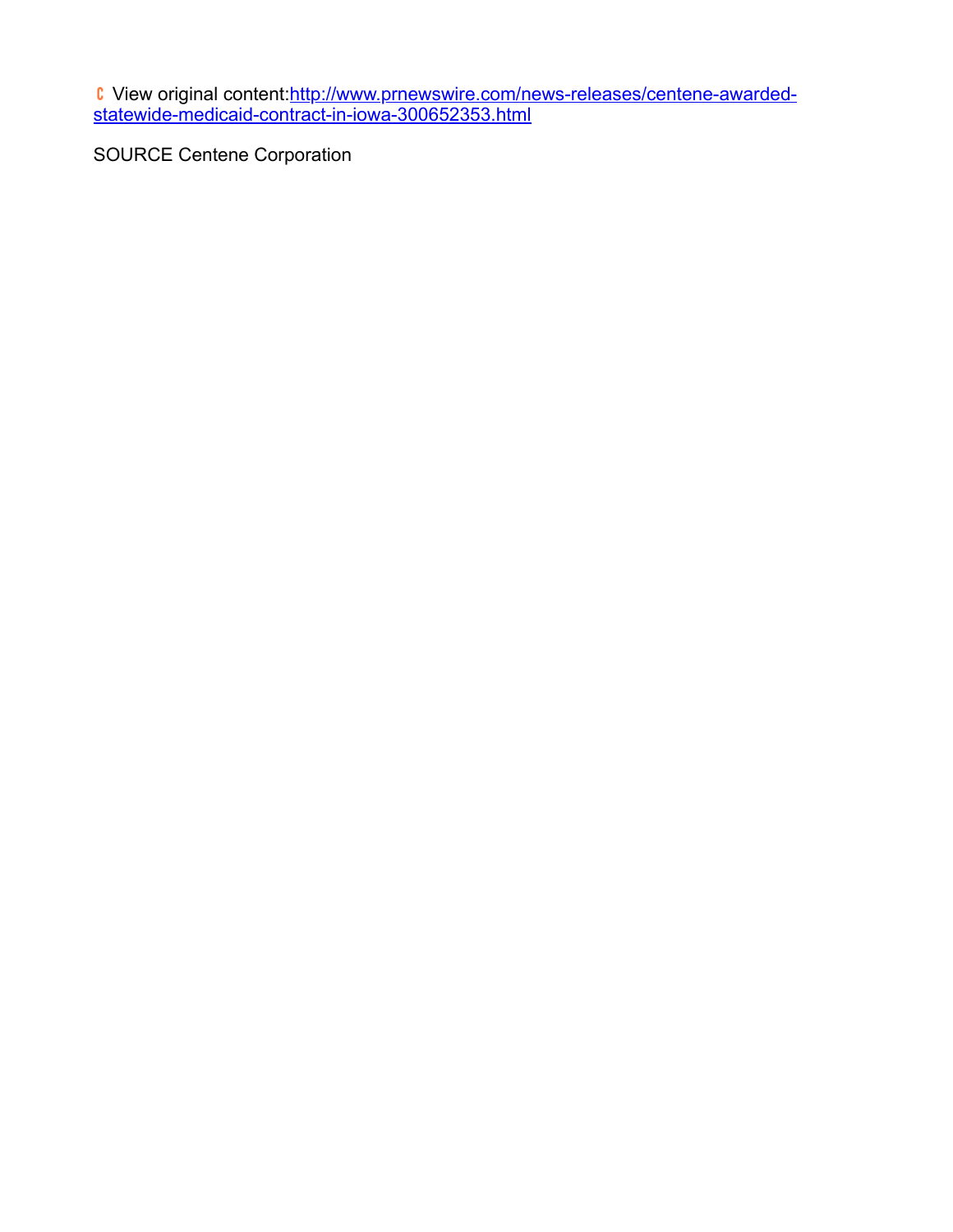View original content:[http://www.prnewswire.com/news-releases/centene-awarded-statewide-medicaid-contract-in-iowa-300652353.html](http://www.prnewswire.com/news-releases/centene-awarded-statewide-medicaid-contract-in-iowa-300652353.html)

SOURCE Centene Corporation